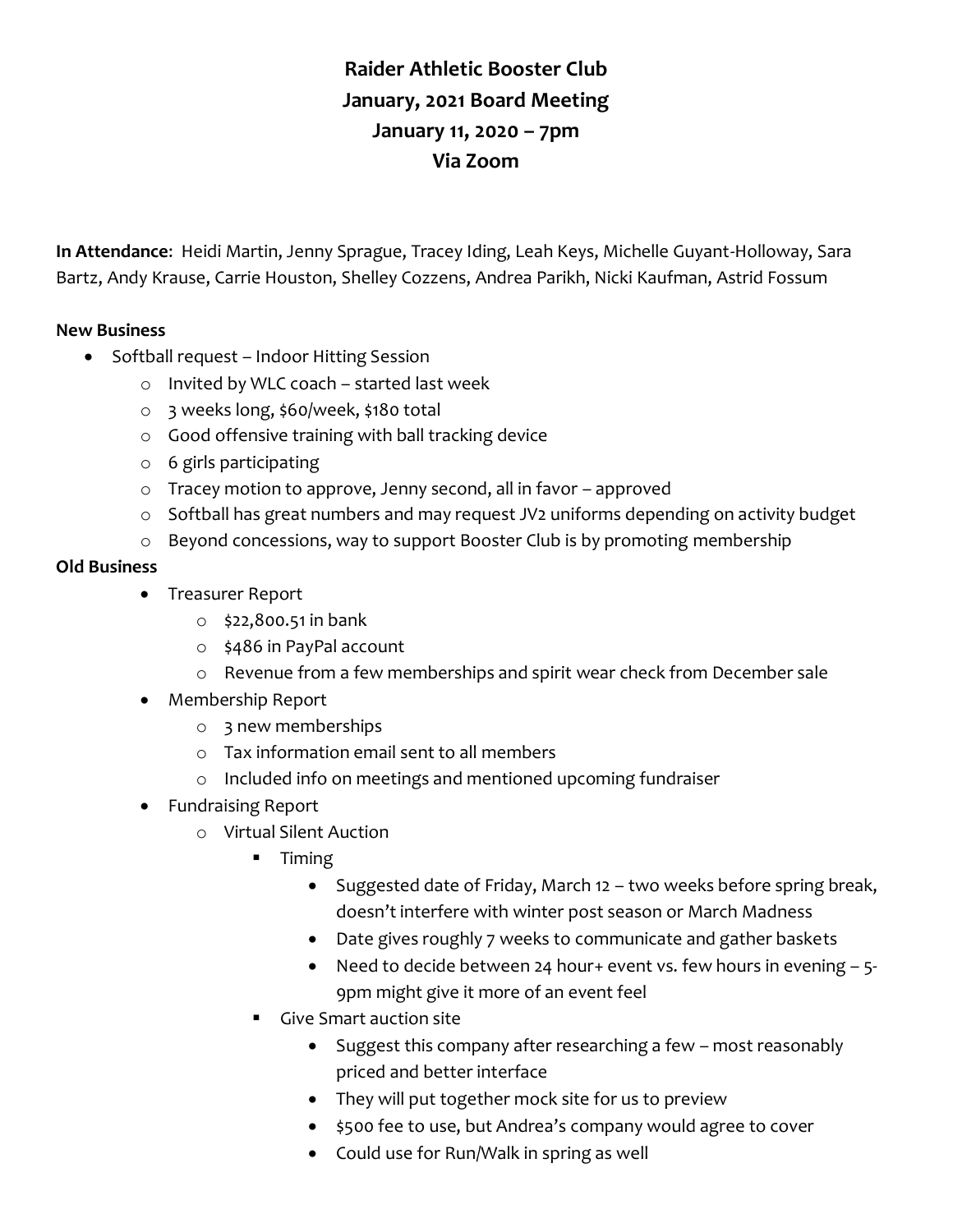# Raider Athletic Booster Club
## January, 2021 Board Meeting
## January 11, 2020 – 7pm
## Via Zoom

**In Attendance**: Heidi Martin, Jenny Sprague, Tracey Iding, Leah Keys, Michelle Guyant-Holloway, Sara Bartz, Andy Krause, Carrie Houston, Shelley Cozzens, Andrea Parikh, Nicki Kaufman, Astrid Fossum

**New Business**

- Softball request – Indoor Hitting Session
  - Invited by WLC coach – started last week
  - 3 weeks long, $60/week, $180 total
  - Good offensive training with ball tracking device
  - 6 girls participating
  - Tracey motion to approve, Jenny second, all in favor – approved
  - Softball has great numbers and may request JV2 uniforms depending on activity budget
  - Beyond concessions, way to support Booster Club is by promoting membership

**Old Business**

- Treasurer Report
  - $22,800.51 in bank
  - $486 in PayPal account
  - Revenue from a few memberships and spirit wear check from December sale
- Membership Report
  - 3 new memberships
  - Tax information email sent to all members
  - Included info on meetings and mentioned upcoming fundraiser
- Fundraising Report
  - Virtual Silent Auction
    - Timing
      - Suggested date of Friday, March 12 – two weeks before spring break, doesn't interfere with winter post season or March Madness
      - Date gives roughly 7 weeks to communicate and gather baskets
      - Need to decide between 24 hour+ event vs. few hours in evening – 5-9pm might give it more of an event feel
    - Give Smart auction site
      - Suggest this company after researching a few – most reasonably priced and better interface
      - They will put together mock site for us to preview
      - $500 fee to use, but Andrea's company would agree to cover
      - Could use for Run/Walk in spring as well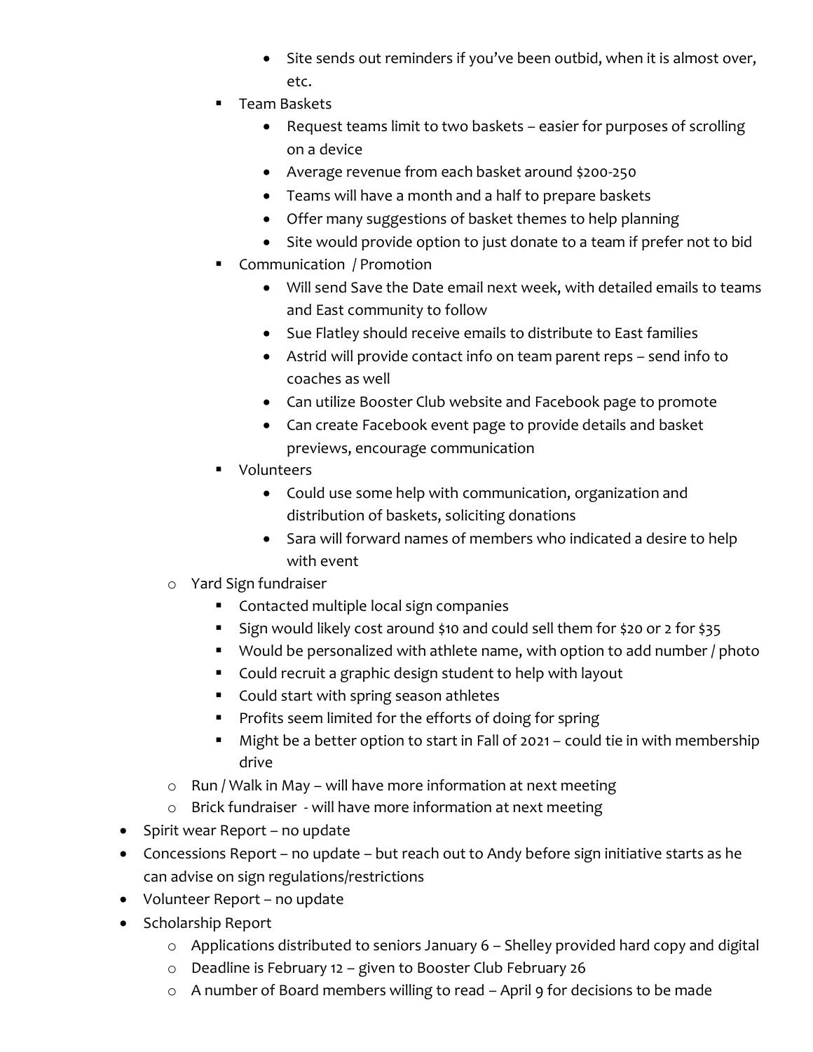- Site sends out reminders if you've been outbid, when it is almost over, etc.
    - Team Baskets
      - Request teams limit to two baskets – easier for purposes of scrolling on a device
      - Average revenue from each basket around $200-250
      - Teams will have a month and a half to prepare baskets
      - Offer many suggestions of basket themes to help planning
      - Site would provide option to just donate to a team if prefer not to bid
    - Communication / Promotion
      - Will send Save the Date email next week, with detailed emails to teams and East community to follow
      - Sue Flatley should receive emails to distribute to East families
      - Astrid will provide contact info on team parent reps – send info to coaches as well
      - Can utilize Booster Club website and Facebook page to promote
      - Can create Facebook event page to provide details and basket previews, encourage communication
    - Volunteers
      - Could use some help with communication, organization and distribution of baskets, soliciting donations
      - Sara will forward names of members who indicated a desire to help with event
  - Yard Sign fundraiser
    - Contacted multiple local sign companies
    - Sign would likely cost around $10 and could sell them for $20 or 2 for $35
    - Would be personalized with athlete name, with option to add number / photo
    - Could recruit a graphic design student to help with layout
    - Could start with spring season athletes
    - Profits seem limited for the efforts of doing for spring
    - Might be a better option to start in Fall of 2021 – could tie in with membership drive
  - Run / Walk in May – will have more information at next meeting
  - Brick fundraiser - will have more information at next meeting
- Spirit wear Report – no update
- Concessions Report – no update – but reach out to Andy before sign initiative starts as he can advise on sign regulations/restrictions
- Volunteer Report – no update
- Scholarship Report
  - Applications distributed to seniors January 6 – Shelley provided hard copy and digital
  - Deadline is February 12 – given to Booster Club February 26
  - A number of Board members willing to read – April 9 for decisions to be made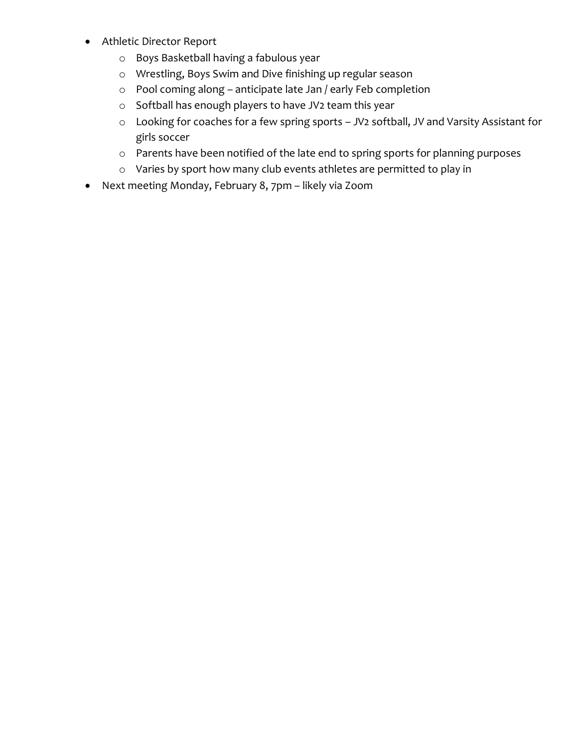- Athletic Director Report
  - Boys Basketball having a fabulous year
  - Wrestling, Boys Swim and Dive finishing up regular season
  - Pool coming along – anticipate late Jan / early Feb completion
  - Softball has enough players to have JV2 team this year
  - Looking for coaches for a few spring sports – JV2 softball, JV and Varsity Assistant for girls soccer
  - Parents have been notified of the late end to spring sports for planning purposes
  - Varies by sport how many club events athletes are permitted to play in
- Next meeting Monday, February 8, 7pm – likely via Zoom